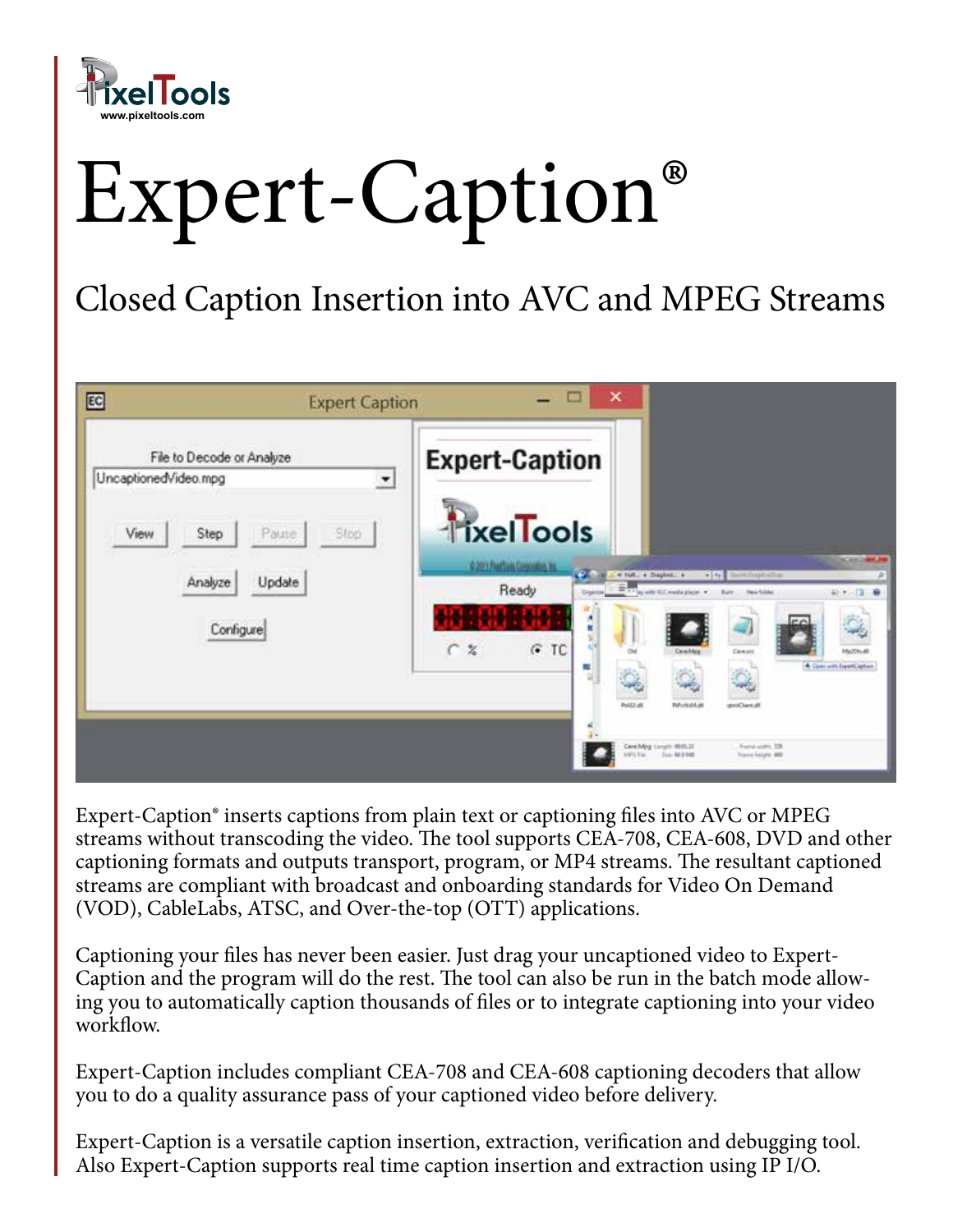# Expert-Caption®

## Closed Caption Insertion into AVC and MPEG Streams

Expert-Caption® inserts captions from plain text or captioning files into AVC or MPEG streams without transcoding the video. The tool supports CEA-708, CEA-608, DVD and other captioning formats and outputs transport, program, or MP4 streams. The resultant captioned streams are compliant with broadcast and onboarding standards for Video On Demand (VOD), CableLabs, ATSC, and Over-the-top (OTT) applications.

Captioning your files has never been easier. Just drag your uncaptioned video to Expert-Caption and the program will do the rest. The tool can also be run in the batch mode allowing you to automatically caption thousands of files or to integrate captioning into your video workflow.

Expert-Caption includes compliant CEA-708 and CEA-608 captioning decoders that allow you to do a quality assurance pass of your captioned video before delivery.

Expert-Caption is a versatile caption insertion, extraction, verification and debugging tool. Also Expert-Caption supports real time caption insertion and extraction using IP I/O.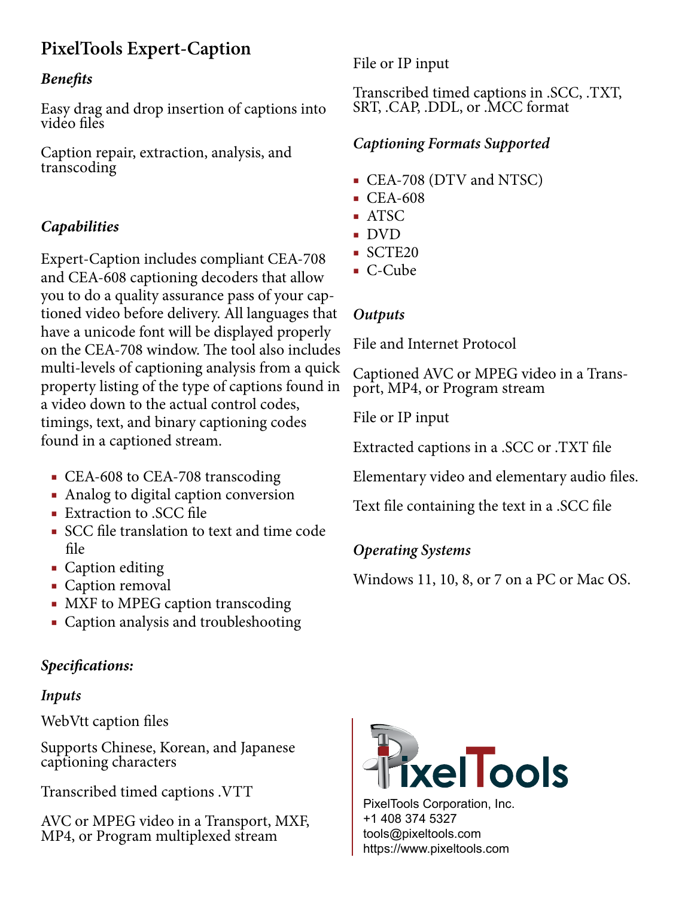# PixelTools Expert-Caption

### *Benefits*

Easy drag and drop insertion of captions into video files

Caption repair, extraction, analysis, and transcoding

### *Capabilities*

Expert-Caption includes compliant CEA-708 and CEA-608 captioning decoders that allow you to do a quality assurance pass of your captioned video before delivery. All languages that have a unicode font will be displayed properly on the CEA-708 window. The tool also includes multi-levels of captioning analysis from a quick property listing of the type of captions found in a video down to the actual control codes, timings, text, and binary captioning codes found in a captioned stream.

- CEA-608 to CEA-708 transcoding
- Analog to digital caption conversion
- Extraction to .SCC file
- SCC file translation to text and time code file
- Caption editing
- Caption removal
- MXF to MPEG caption transcoding
- Caption analysis and troubleshooting

### *Specifications:*

### *Inputs*

WebVtt caption files

Supports Chinese, Korean, and Japanese captioning characters

Transcribed timed captions .VTT

AVC or MPEG video in a Transport, MXF, MP4, or Program multiplexed stream

File or IP input

Transcribed timed captions in .SCC, .TXT, SRT, .CAP, .DDL, or .MCC format

### *Captioning Formats Supported*

- CEA-708 (DTV and NTSC)
- CEA-608
- ATSC
- DVD
- SCTE20
- C-Cube

### *Outputs*

File and Internet Protocol

Captioned AVC or MPEG video in a Transport, MP4, or Program stream

File or IP input

Extracted captions in a .SCC or .TXT file

Elementary video and elementary audio files.

Text file containing the text in a .SCC file

### *Operating Systems*

Windows 11, 10, 8, or 7 on a PC or Mac OS.

PixelTools

PixelTools Corporation, Inc.
+1 408 374 5327
tools@pixeltools.com
https://www.pixeltools.com